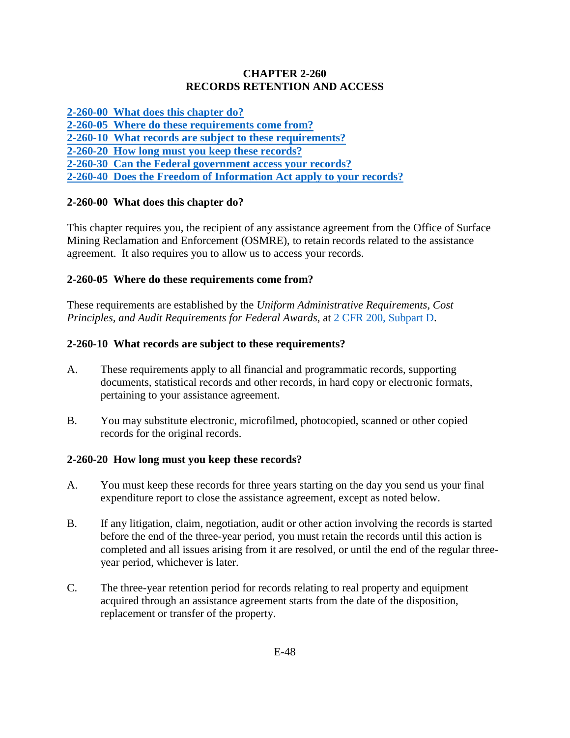# CHAPTER 2-260
# RECORDS RETENTION AND ACCESS

[2-260-00 What does this chapter do?](#)
[2-260-05 Where do these requirements come from?](#)
[2-260-10 What records are subject to these requirements?](#)
[2-260-20 How long must you keep these records?](#)
[2-260-30 Can the Federal government access your records?](#)
[2-260-40 Does the Freedom of Information Act apply to your records?](#)

## 2-260-00 What does this chapter do?

This chapter requires you, the recipient of any assistance agreement from the Office of Surface Mining Reclamation and Enforcement (OSMRE), to retain records related to the assistance agreement. It also requires you to allow us to access your records.

## 2-260-05 Where do these requirements come from?

These requirements are established by the *Uniform Administrative Requirements, Cost Principles, and Audit Requirements for Federal Awards,* at [2 CFR 200, Subpart D](#).

## 2-260-10 What records are subject to these requirements?

A. These requirements apply to all financial and programmatic records, supporting documents, statistical records and other records, in hard copy or electronic formats, pertaining to your assistance agreement.

B. You may substitute electronic, microfilmed, photocopied, scanned or other copied records for the original records.

## 2-260-20 How long must you keep these records?

A. You must keep these records for three years starting on the day you send us your final expenditure report to close the assistance agreement, except as noted below.

B. If any litigation, claim, negotiation, audit or other action involving the records is started before the end of the three-year period, you must retain the records until this action is completed and all issues arising from it are resolved, or until the end of the regular three-year period, whichever is later.

C. The three-year retention period for records relating to real property and equipment acquired through an assistance agreement starts from the date of the disposition, replacement or transfer of the property.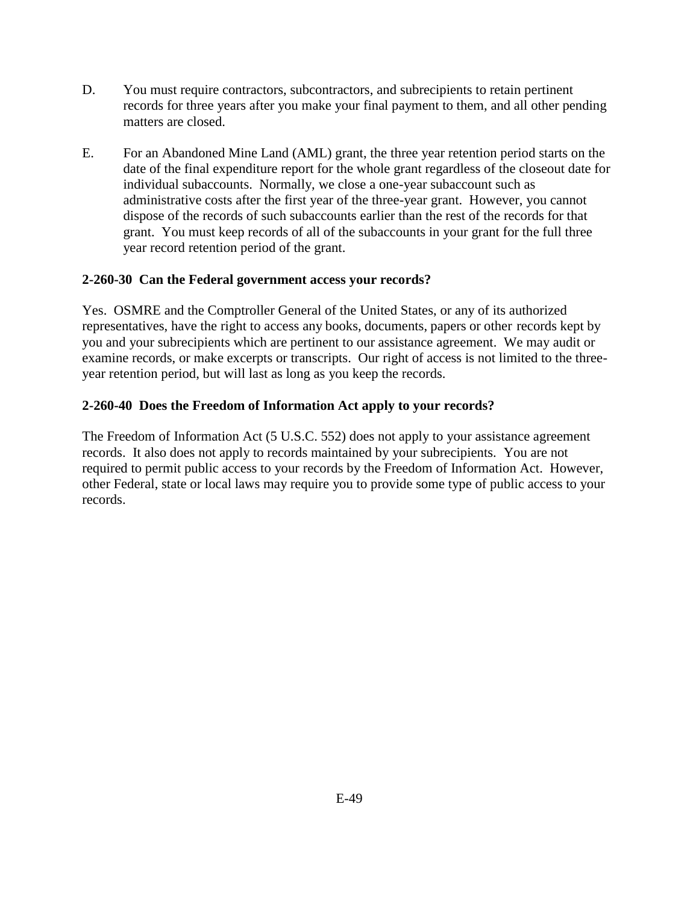D. You must require contractors, subcontractors, and subrecipients to retain pertinent records for three years after you make your final payment to them, and all other pending matters are closed.

E. For an Abandoned Mine Land (AML) grant, the three year retention period starts on the date of the final expenditure report for the whole grant regardless of the closeout date for individual subaccounts. Normally, we close a one-year subaccount such as administrative costs after the first year of the three-year grant. However, you cannot dispose of the records of such subaccounts earlier than the rest of the records for that grant. You must keep records of all of the subaccounts in your grant for the full three year record retention period of the grant.

### 2-260-30 Can the Federal government access your records?

Yes. OSMRE and the Comptroller General of the United States, or any of its authorized representatives, have the right to access any books, documents, papers or other records kept by you and your subrecipients which are pertinent to our assistance agreement. We may audit or examine records, or make excerpts or transcripts. Our right of access is not limited to the three-year retention period, but will last as long as you keep the records.

### 2-260-40 Does the Freedom of Information Act apply to your records?

The Freedom of Information Act (5 U.S.C. 552) does not apply to your assistance agreement records. It also does not apply to records maintained by your subrecipients. You are not required to permit public access to your records by the Freedom of Information Act. However, other Federal, state or local laws may require you to provide some type of public access to your records.